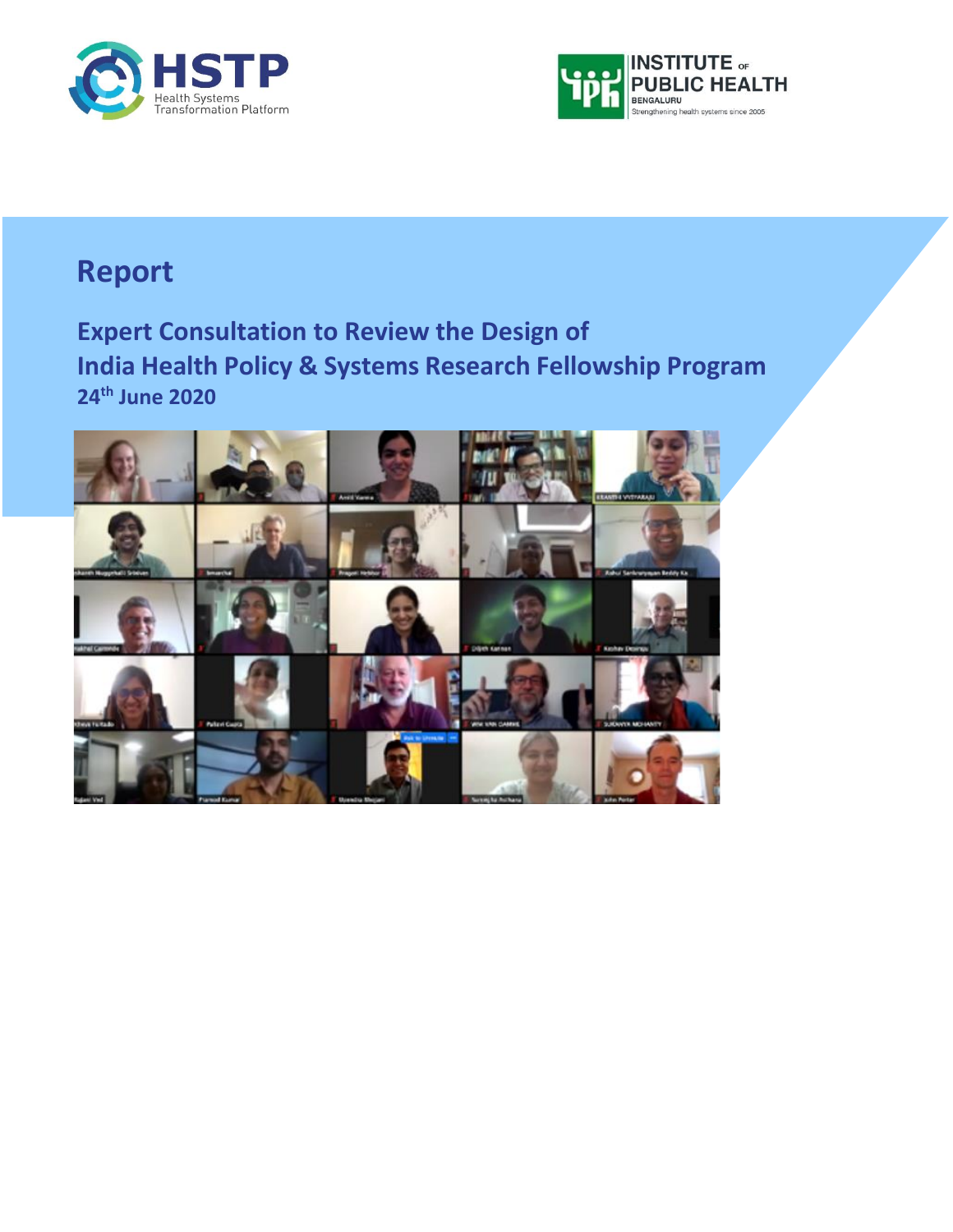HSTP Health Systems Transformation Platform

INSTITUTE OF PUBLIC HEALTH BENGALURU Strengthening health systems since 2005

# Report

## Expert Consultation to Review the Design of India Health Policy & Systems Research Fellowship Program

### 24th June 2020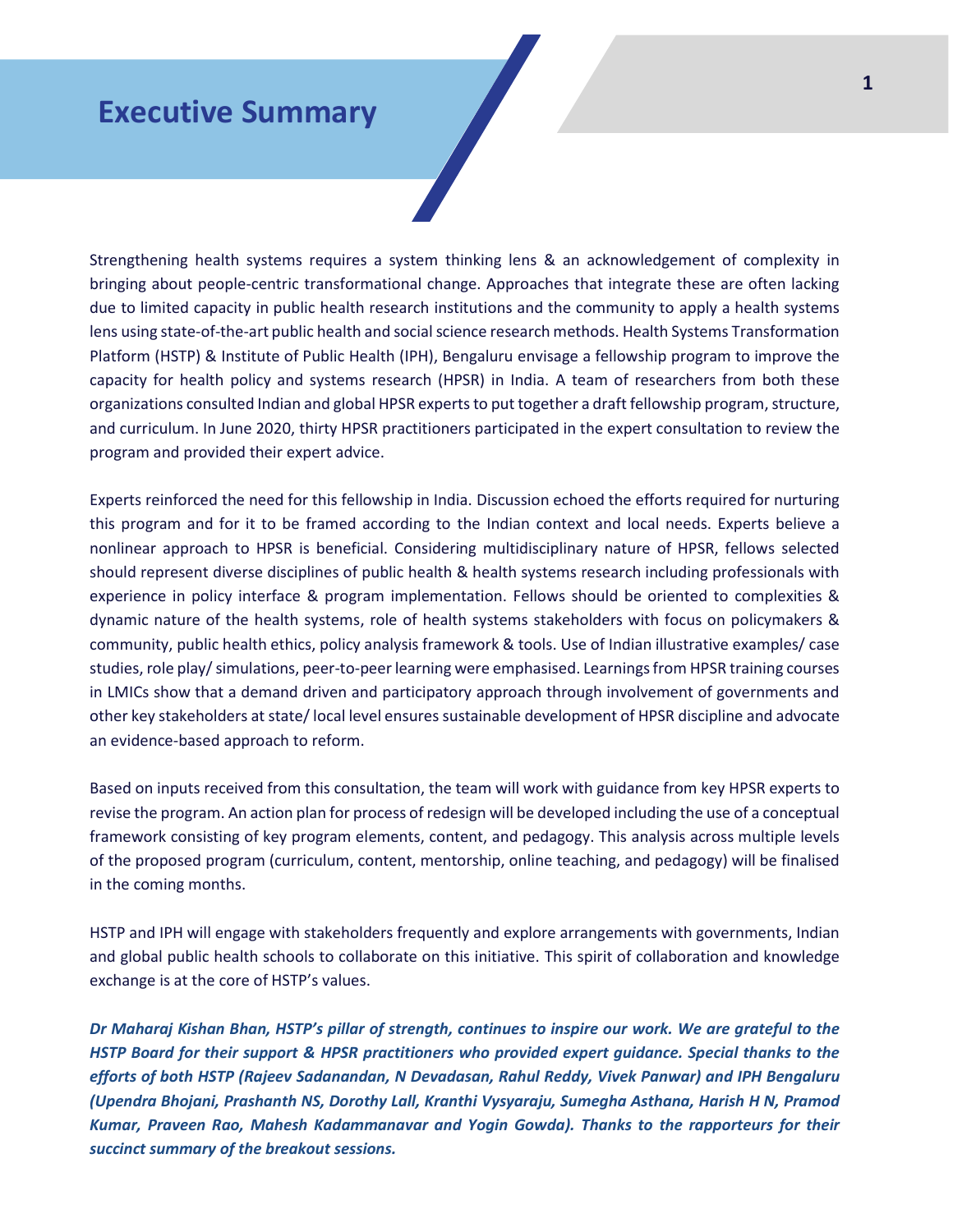# Executive Summary

Strengthening health systems requires a system thinking lens & an acknowledgement of complexity in bringing about people-centric transformational change. Approaches that integrate these are often lacking due to limited capacity in public health research institutions and the community to apply a health systems lens using state-of-the-art public health and social science research methods. Health Systems Transformation Platform (HSTP) & Institute of Public Health (IPH), Bengaluru envisage a fellowship program to improve the capacity for health policy and systems research (HPSR) in India. A team of researchers from both these organizations consulted Indian and global HPSR experts to put together a draft fellowship program, structure, and curriculum. In June 2020, thirty HPSR practitioners participated in the expert consultation to review the program and provided their expert advice.

Experts reinforced the need for this fellowship in India. Discussion echoed the efforts required for nurturing this program and for it to be framed according to the Indian context and local needs. Experts believe a nonlinear approach to HPSR is beneficial. Considering multidisciplinary nature of HPSR, fellows selected should represent diverse disciplines of public health & health systems research including professionals with experience in policy interface & program implementation. Fellows should be oriented to complexities & dynamic nature of the health systems, role of health systems stakeholders with focus on policymakers & community, public health ethics, policy analysis framework & tools. Use of Indian illustrative examples/ case studies, role play/ simulations, peer-to-peer learning were emphasised. Learnings from HPSR training courses in LMICs show that a demand driven and participatory approach through involvement of governments and other key stakeholders at state/ local level ensures sustainable development of HPSR discipline and advocate an evidence-based approach to reform.

Based on inputs received from this consultation, the team will work with guidance from key HPSR experts to revise the program. An action plan for process of redesign will be developed including the use of a conceptual framework consisting of key program elements, content, and pedagogy. This analysis across multiple levels of the proposed program (curriculum, content, mentorship, online teaching, and pedagogy) will be finalised in the coming months.

HSTP and IPH will engage with stakeholders frequently and explore arrangements with governments, Indian and global public health schools to collaborate on this initiative. This spirit of collaboration and knowledge exchange is at the core of HSTP's values.

***Dr Maharaj Kishan Bhan, HSTP's pillar of strength, continues to inspire our work. We are grateful to the HSTP Board for their support & HPSR practitioners who provided expert guidance. Special thanks to the efforts of both HSTP (Rajeev Sadanandan, N Devadasan, Rahul Reddy, Vivek Panwar) and IPH Bengaluru (Upendra Bhojani, Prashanth NS, Dorothy Lall, Kranthi Vysyaraju, Sumegha Asthana, Harish H N, Pramod Kumar, Praveen Rao, Mahesh Kadammanavar and Yogin Gowda). Thanks to the rapporteurs for their succinct summary of the breakout sessions.***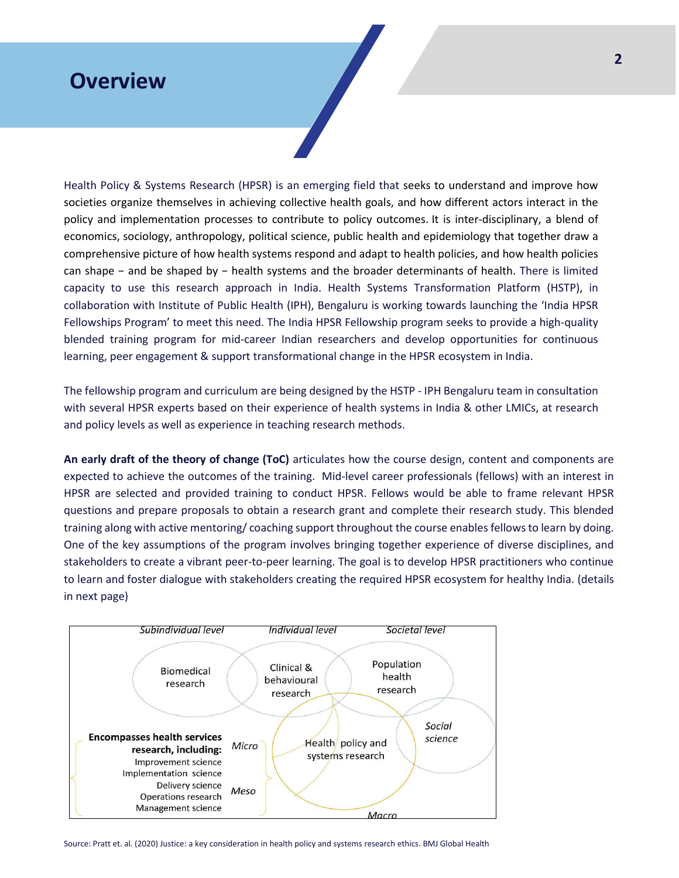# Overview

Health Policy & Systems Research (HPSR) is an emerging field that seeks to understand and improve how societies organize themselves in achieving collective health goals, and how different actors interact in the policy and implementation processes to contribute to policy outcomes. It is inter-disciplinary, a blend of economics, sociology, anthropology, political science, public health and epidemiology that together draw a comprehensive picture of how health systems respond and adapt to health policies, and how health policies can shape − and be shaped by − health systems and the broader determinants of health. There is limited capacity to use this research approach in India. Health Systems Transformation Platform (HSTP), in collaboration with Institute of Public Health (IPH), Bengaluru is working towards launching the 'India HPSR Fellowships Program' to meet this need. The India HPSR Fellowship program seeks to provide a high-quality blended training program for mid-career Indian researchers and develop opportunities for continuous learning, peer engagement & support transformational change in the HPSR ecosystem in India.

The fellowship program and curriculum are being designed by the HSTP - IPH Bengaluru team in consultation with several HPSR experts based on their experience of health systems in India & other LMICs, at research and policy levels as well as experience in teaching research methods.

**An early draft of the theory of change (ToC)** articulates how the course design, content and components are expected to achieve the outcomes of the training. Mid-level career professionals (fellows) with an interest in HPSR are selected and provided training to conduct HPSR. Fellows would be able to frame relevant HPSR questions and prepare proposals to obtain a research grant and complete their research study. This blended training along with active mentoring/ coaching support throughout the course enables fellows to learn by doing. One of the key assumptions of the program involves bringing together experience of diverse disciplines, and stakeholders to create a vibrant peer-to-peer learning. The goal is to develop HPSR practitioners who continue to learn and foster dialogue with stakeholders creating the required HPSR ecosystem for healthy India. (details in next page)

*Subindividual level* — Biomedical research

*Individual level* — Clinical & behavioural research

*Societal level* — Population health research

*Social science*

Health policy and systems research

**Encompasses health services research, including:** Improvement science, Implementation science, Delivery science, Operations research, Management science

*Micro* / *Meso* / *Macro*

Source: Pratt et. al. (2020) Justice: a key consideration in health policy and systems research ethics. BMJ Global Health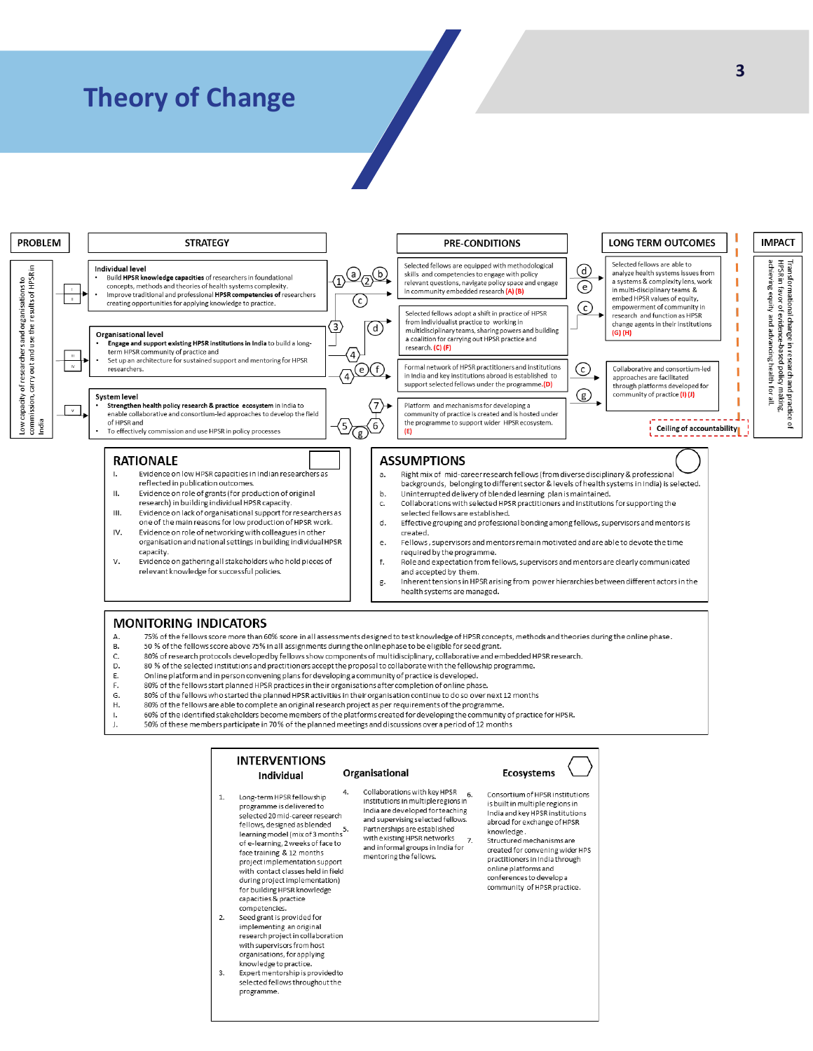# Theory of Change

| PROBLEM | STRATEGY | PRE-CONDITIONS | LONG TERM OUTCOMES | IMPACT |
|---|---|---|---|---|
| Low capacity of researchers and organisations to commission, carry out and use the results of HPSR in India | **Individual level** • Build **HPSR knowledge capacities** of researchers in foundational concepts, methods and theories of health systems complexity. • Improve traditional and professional **HPSR competencies** of researchers creating opportunities for applying knowledge to practice. (I, II) → 1, a, 2, b, c | Selected fellows are equipped with methodological skills and competencies to engage with policy relevant questions, navigate policy space and engage in community embedded research **(A) (B)** | Selected fellows are able to analyze health systems issues from a systems & complexity lens, work in multi-disciplinary teams & embed HPSR values of equity, empowerment of community in research and function as HPSR change agents in their institutions **(G) (H)** | Transformational change in research and practice of HPSR in favor of evidence-based policy making, achieving equity and advancing health for all. |
| | **Organisational level** • **Engage and support existing HPSR institutions in India** to build a long-term HPSR community of practice and • Set up an architecture for sustained support and mentoring for HPSR researchers. (III, IV) → 3, d, 4, e, f | Selected fellows adopt a shift in practice of HPSR from individualist practice to working in multidisciplinary teams, sharing powers and building a coalition for carrying out HPSR practice and research. **(C) (F)** | | |
| | | Formal network of HPSR practitioners and institutions in India and key institutions abroad is established to support selected fellows under the programme. **(D)** | Collaborative and consortium-led approaches are facilitated through platforms developed for community of practice **(I) (J)** | |
| | **System level** • **Strengthen health policy research & practice ecosystem** in India to enable collaborative and consortium-led approaches to develop the field of HPSR and • To effectively commission and use HPSR in policy processes (V) → 7, 5, g, 6 | Platform and mechanisms for developing a community of practice is created and is hosted under the programme to support wider HPSR ecosystem. **(E)** | Ceiling of accountability | |

## RATIONALE

I. Evidence on low HPSR capacities in Indian researchers as reflected in publication outcomes.
II. Evidence on role of grants (for production of original research) in building individual HPSR capacity.
III. Evidence on lack of organisational support for researchers as one of the main reasons for low production of HPSR work.
IV. Evidence on role of networking with colleagues in other organisation and national settings in building individual HPSR capacity.
V. Evidence on gathering all stakeholders who hold pieces of relevant knowledge for successful policies.

## ASSUMPTIONS

a. Right mix of mid-career research fellows (from diverse disciplinary & professional backgrounds, belonging to different sector & levels of health systems in India) is selected.
b. Uninterrupted delivery of blended learning plan is maintained.
c. Collaborations with selected HPSR practitioners and institutions for supporting the selected fellows are established.
d. Effective grouping and professional bonding among fellows, supervisors and mentors is created.
e. Fellows, supervisors and mentors remain motivated and are able to devote the time required by the programme.
f. Role and expectation from fellows, supervisors and mentors are clearly communicated and accepted by them.
g. Inherent tensions in HPSR arising from power hierarchies between different actors in the health systems are managed.

## MONITORING INDICATORS

A. 75% of the fellows score more than 60% score in all assessments designed to test knowledge of HPSR concepts, methods and theories during the online phase.
B. 50 % of the fellows score above 75% in all assignments during the online phase to be eligible for seed grant.
C. 80% of research protocols developed by fellows show components of multidisciplinary, collaborative and embedded HPSR research.
D. 80 % of the selected institutions and practitioners accept the proposal to collaborate with the fellowship programme.
E. Online platform and in person convening plans for developing a community of practice is developed.
F. 80% of the fellows start planned HPSR practices in their organisations after completion of online phase.
G. 80% of the fellows who started the planned HPSR activities in their organisation continue to do so over next 12 months
H. 80% of the fellows are able to complete an original research project as per requirements of the programme.
I. 60% of the identified stakeholders become members of the platforms created for developing the community of practice for HPSR.
J. 50% of these members participate in 70% of the planned meetings and discussions over a period of 12 months

## INTERVENTIONS

### Individual

1. Long-term HPSR fellowship programme is delivered to selected 20 mid-career research fellows, designed as blended learning model (mix of 3 months of e-learning, 2 weeks of face to face training & 12 months project implementation support with contact classes held in field during project implementation) for building HPSR knowledge capacities & practice competencies.
2. Seed grant is provided for implementing an original research project in collaboration with supervisors from host organisations, for applying knowledge to practice.
3. Expert mentorship is provided to selected fellows throughout the programme.

### Organisational

4. Collaborations with key HPSR institutions in multiple regions in India are developed for teaching and supervising selected fellows.
5. Partnerships are established with existing HPSR networks and informal groups in India for mentoring the fellows.

### Ecosystems

6. Consortium of HPSR institutions is built in multiple regions in India and key HPSR institutions abroad for exchange of HPSR knowledge.
7. Structured mechanisms are created for convening wider HPS practitioners in India through online platforms and conferences to develop a community of HPSR practice.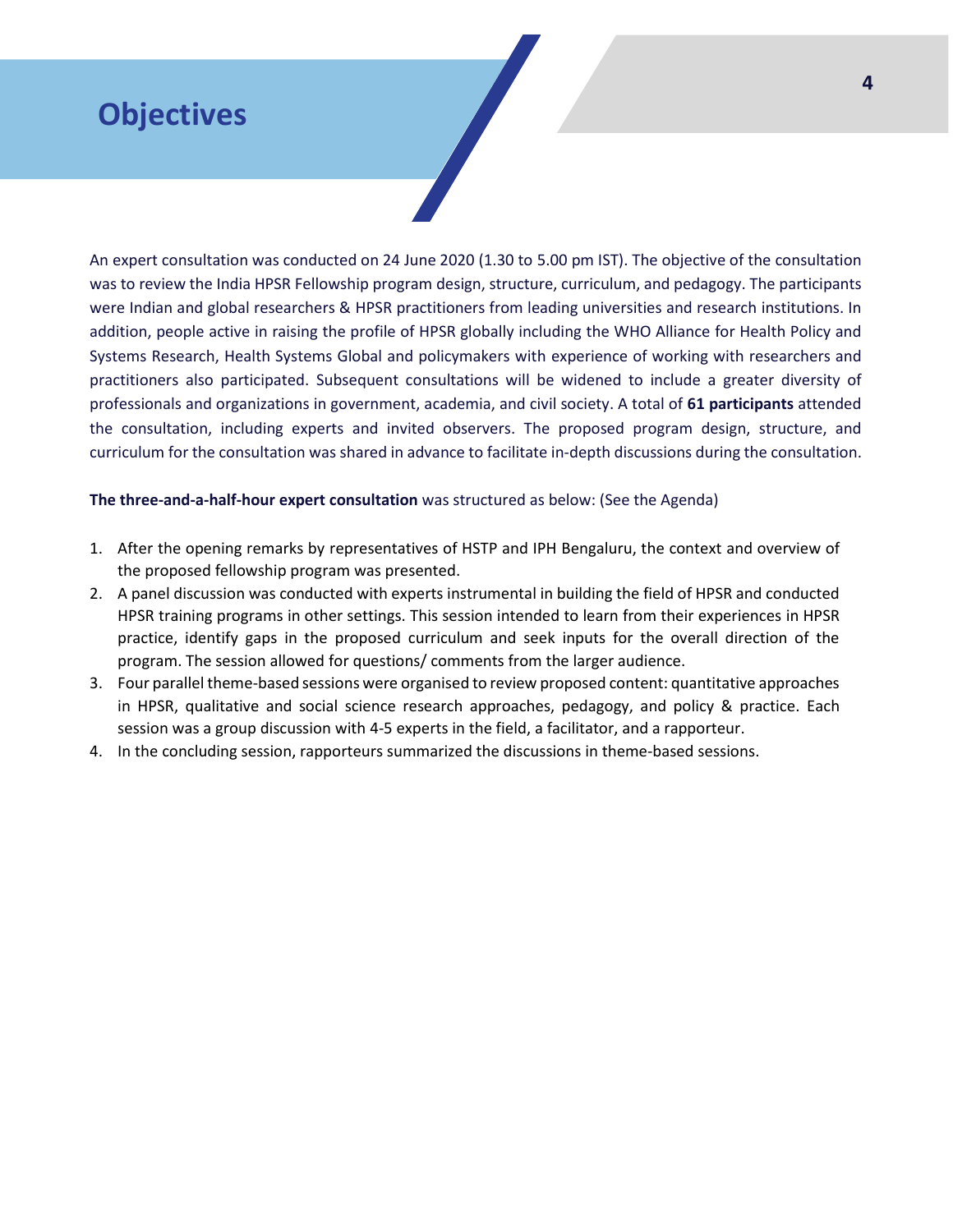# Objectives

An expert consultation was conducted on 24 June 2020 (1.30 to 5.00 pm IST). The objective of the consultation was to review the India HPSR Fellowship program design, structure, curriculum, and pedagogy. The participants were Indian and global researchers & HPSR practitioners from leading universities and research institutions. In addition, people active in raising the profile of HPSR globally including the WHO Alliance for Health Policy and Systems Research, Health Systems Global and policymakers with experience of working with researchers and practitioners also participated. Subsequent consultations will be widened to include a greater diversity of professionals and organizations in government, academia, and civil society. A total of **61 participants** attended the consultation, including experts and invited observers. The proposed program design, structure, and curriculum for the consultation was shared in advance to facilitate in-depth discussions during the consultation.

**The three-and-a-half-hour expert consultation** was structured as below: (See the Agenda)

1. After the opening remarks by representatives of HSTP and IPH Bengaluru, the context and overview of the proposed fellowship program was presented.
2. A panel discussion was conducted with experts instrumental in building the field of HPSR and conducted HPSR training programs in other settings. This session intended to learn from their experiences in HPSR practice, identify gaps in the proposed curriculum and seek inputs for the overall direction of the program. The session allowed for questions/ comments from the larger audience.
3. Four parallel theme-based sessions were organised to review proposed content: quantitative approaches in HPSR, qualitative and social science research approaches, pedagogy, and policy & practice. Each session was a group discussion with 4-5 experts in the field, a facilitator, and a rapporteur.
4. In the concluding session, rapporteurs summarized the discussions in theme-based sessions.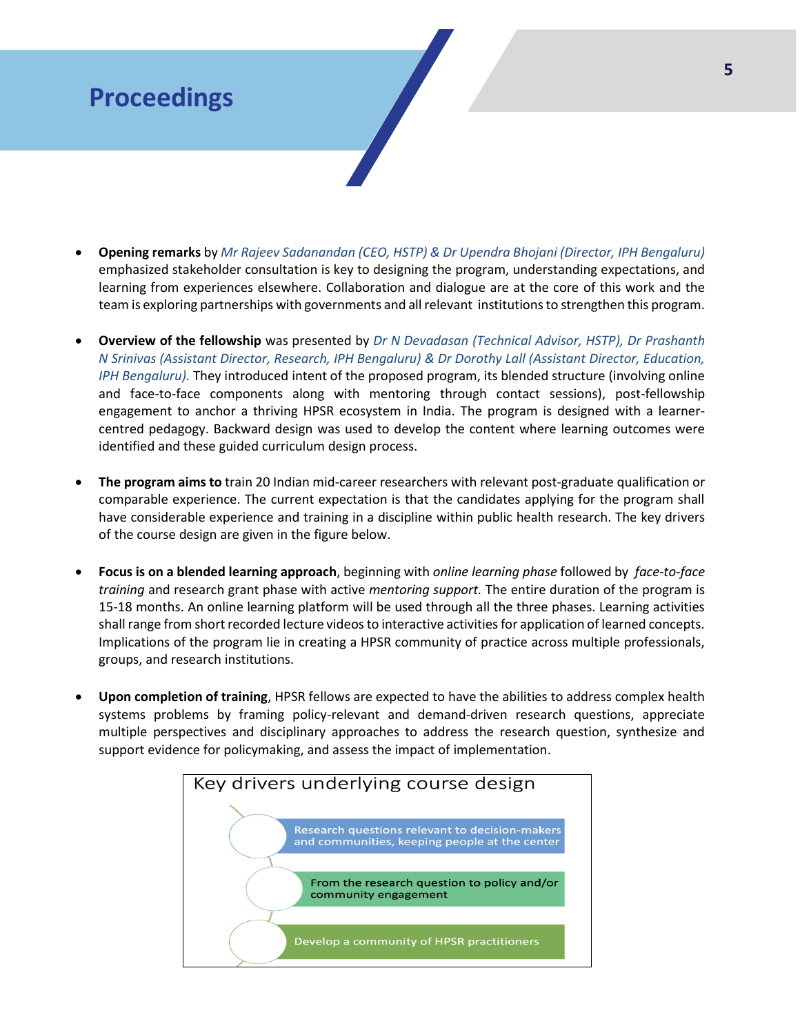# Proceedings

- **Opening remarks** by *Mr Rajeev Sadanandan (CEO, HSTP) & Dr Upendra Bhojani (Director, IPH Bengaluru)* emphasized stakeholder consultation is key to designing the program, understanding expectations, and learning from experiences elsewhere. Collaboration and dialogue are at the core of this work and the team is exploring partnerships with governments and all relevant institutions to strengthen this program.

- **Overview of the fellowship** was presented by *Dr N Devadasan (Technical Advisor, HSTP), Dr Prashanth N Srinivas (Assistant Director, Research, IPH Bengaluru) & Dr Dorothy Lall (Assistant Director, Education, IPH Bengaluru).* They introduced intent of the proposed program, its blended structure (involving online and face-to-face components along with mentoring through contact sessions), post-fellowship engagement to anchor a thriving HPSR ecosystem in India. The program is designed with a learner-centred pedagogy. Backward design was used to develop the content where learning outcomes were identified and these guided curriculum design process.

- **The program aims to** train 20 Indian mid-career researchers with relevant post-graduate qualification or comparable experience. The current expectation is that the candidates applying for the program shall have considerable experience and training in a discipline within public health research. The key drivers of the course design are given in the figure below.

- **Focus is on a blended learning approach**, beginning with *online learning phase* followed by *face-to-face training* and research grant phase with active *mentoring support.* The entire duration of the program is 15-18 months. An online learning platform will be used through all the three phases. Learning activities shall range from short recorded lecture videos to interactive activities for application of learned concepts. Implications of the program lie in creating a HPSR community of practice across multiple professionals, groups, and research institutions.

- **Upon completion of training**, HPSR fellows are expected to have the abilities to address complex health systems problems by framing policy-relevant and demand-driven research questions, appreciate multiple perspectives and disciplinary approaches to address the research question, synthesize and support evidence for policymaking, and assess the impact of implementation.

Key drivers underlying course design

- Research questions relevant to decision-makers and communities, keeping people at the center
- From the research question to policy and/or community engagement
- Develop a community of HPSR practitioners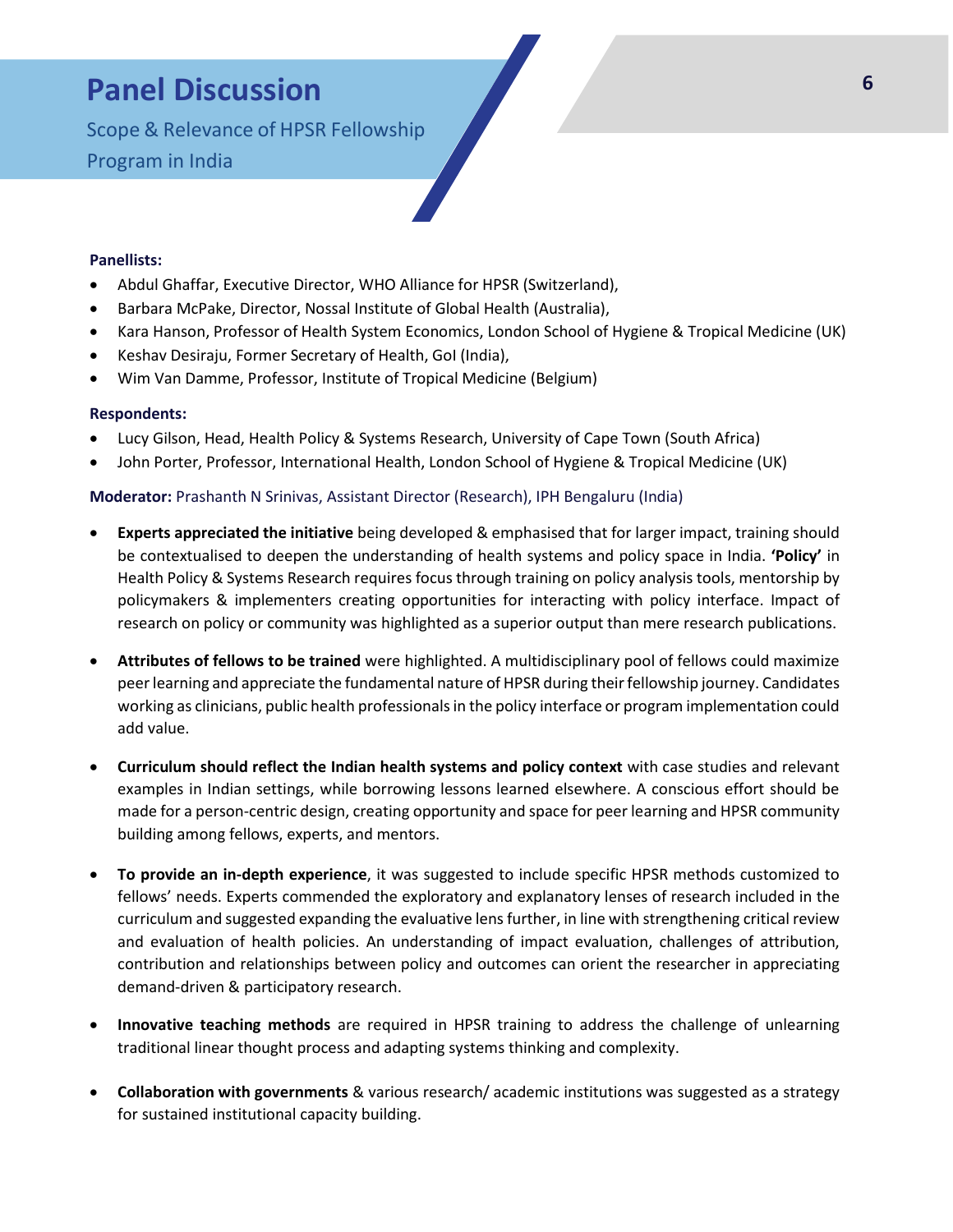# Panel Discussion

## Scope & Relevance of HPSR Fellowship Program in India

**Panellists:**

- Abdul Ghaffar, Executive Director, WHO Alliance for HPSR (Switzerland),
- Barbara McPake, Director, Nossal Institute of Global Health (Australia),
- Kara Hanson, Professor of Health System Economics, London School of Hygiene & Tropical Medicine (UK)
- Keshav Desiraju, Former Secretary of Health, GoI (India),
- Wim Van Damme, Professor, Institute of Tropical Medicine (Belgium)

**Respondents:**

- Lucy Gilson, Head, Health Policy & Systems Research, University of Cape Town (South Africa)
- John Porter, Professor, International Health, London School of Hygiene & Tropical Medicine (UK)

**Moderator:** Prashanth N Srinivas, Assistant Director (Research), IPH Bengaluru (India)

- **Experts appreciated the initiative** being developed & emphasised that for larger impact, training should be contextualised to deepen the understanding of health systems and policy space in India. **'Policy'** in Health Policy & Systems Research requires focus through training on policy analysis tools, mentorship by policymakers & implementers creating opportunities for interacting with policy interface. Impact of research on policy or community was highlighted as a superior output than mere research publications.

- **Attributes of fellows to be trained** were highlighted. A multidisciplinary pool of fellows could maximize peer learning and appreciate the fundamental nature of HPSR during their fellowship journey. Candidates working as clinicians, public health professionals in the policy interface or program implementation could add value.

- **Curriculum should reflect the Indian health systems and policy context** with case studies and relevant examples in Indian settings, while borrowing lessons learned elsewhere. A conscious effort should be made for a person-centric design, creating opportunity and space for peer learning and HPSR community building among fellows, experts, and mentors.

- **To provide an in-depth experience**, it was suggested to include specific HPSR methods customized to fellows' needs. Experts commended the exploratory and explanatory lenses of research included in the curriculum and suggested expanding the evaluative lens further, in line with strengthening critical review and evaluation of health policies. An understanding of impact evaluation, challenges of attribution, contribution and relationships between policy and outcomes can orient the researcher in appreciating demand-driven & participatory research.

- **Innovative teaching methods** are required in HPSR training to address the challenge of unlearning traditional linear thought process and adapting systems thinking and complexity.

- **Collaboration with governments** & various research/ academic institutions was suggested as a strategy for sustained institutional capacity building.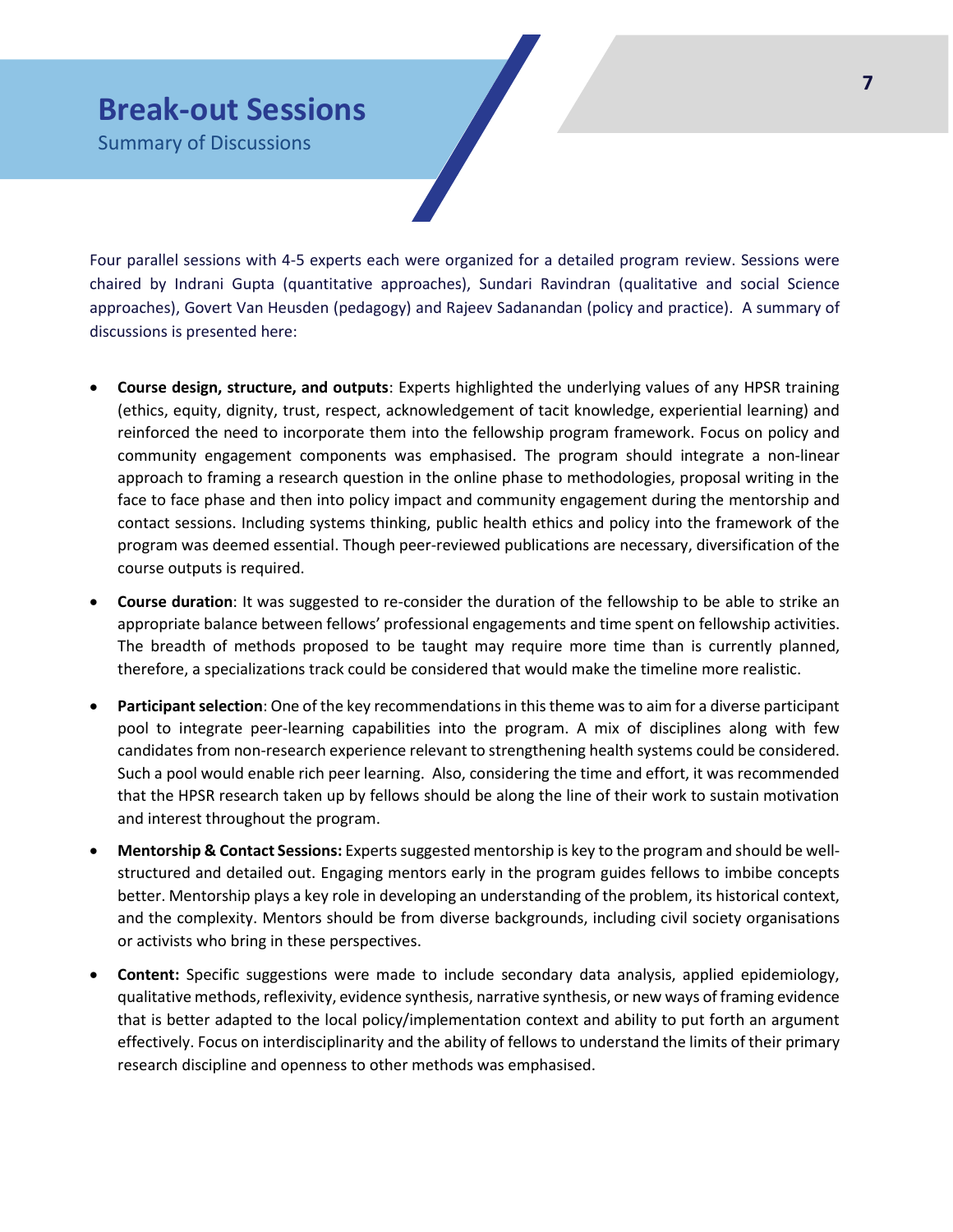# Break-out Sessions

## Summary of Discussions

Four parallel sessions with 4-5 experts each were organized for a detailed program review. Sessions were chaired by Indrani Gupta (quantitative approaches), Sundari Ravindran (qualitative and social Science approaches), Govert Van Heusden (pedagogy) and Rajeev Sadanandan (policy and practice). A summary of discussions is presented here:

- **Course design, structure, and outputs**: Experts highlighted the underlying values of any HPSR training (ethics, equity, dignity, trust, respect, acknowledgement of tacit knowledge, experiential learning) and reinforced the need to incorporate them into the fellowship program framework. Focus on policy and community engagement components was emphasised. The program should integrate a non-linear approach to framing a research question in the online phase to methodologies, proposal writing in the face to face phase and then into policy impact and community engagement during the mentorship and contact sessions. Including systems thinking, public health ethics and policy into the framework of the program was deemed essential. Though peer-reviewed publications are necessary, diversification of the course outputs is required.
- **Course duration**: It was suggested to re-consider the duration of the fellowship to be able to strike an appropriate balance between fellows' professional engagements and time spent on fellowship activities. The breadth of methods proposed to be taught may require more time than is currently planned, therefore, a specializations track could be considered that would make the timeline more realistic.
- **Participant selection**: One of the key recommendations in this theme was to aim for a diverse participant pool to integrate peer-learning capabilities into the program. A mix of disciplines along with few candidates from non-research experience relevant to strengthening health systems could be considered. Such a pool would enable rich peer learning. Also, considering the time and effort, it was recommended that the HPSR research taken up by fellows should be along the line of their work to sustain motivation and interest throughout the program.
- **Mentorship & Contact Sessions:** Experts suggested mentorship is key to the program and should be well-structured and detailed out. Engaging mentors early in the program guides fellows to imbibe concepts better. Mentorship plays a key role in developing an understanding of the problem, its historical context, and the complexity. Mentors should be from diverse backgrounds, including civil society organisations or activists who bring in these perspectives.
- **Content:** Specific suggestions were made to include secondary data analysis, applied epidemiology, qualitative methods, reflexivity, evidence synthesis, narrative synthesis, or new ways of framing evidence that is better adapted to the local policy/implementation context and ability to put forth an argument effectively. Focus on interdisciplinarity and the ability of fellows to understand the limits of their primary research discipline and openness to other methods was emphasised.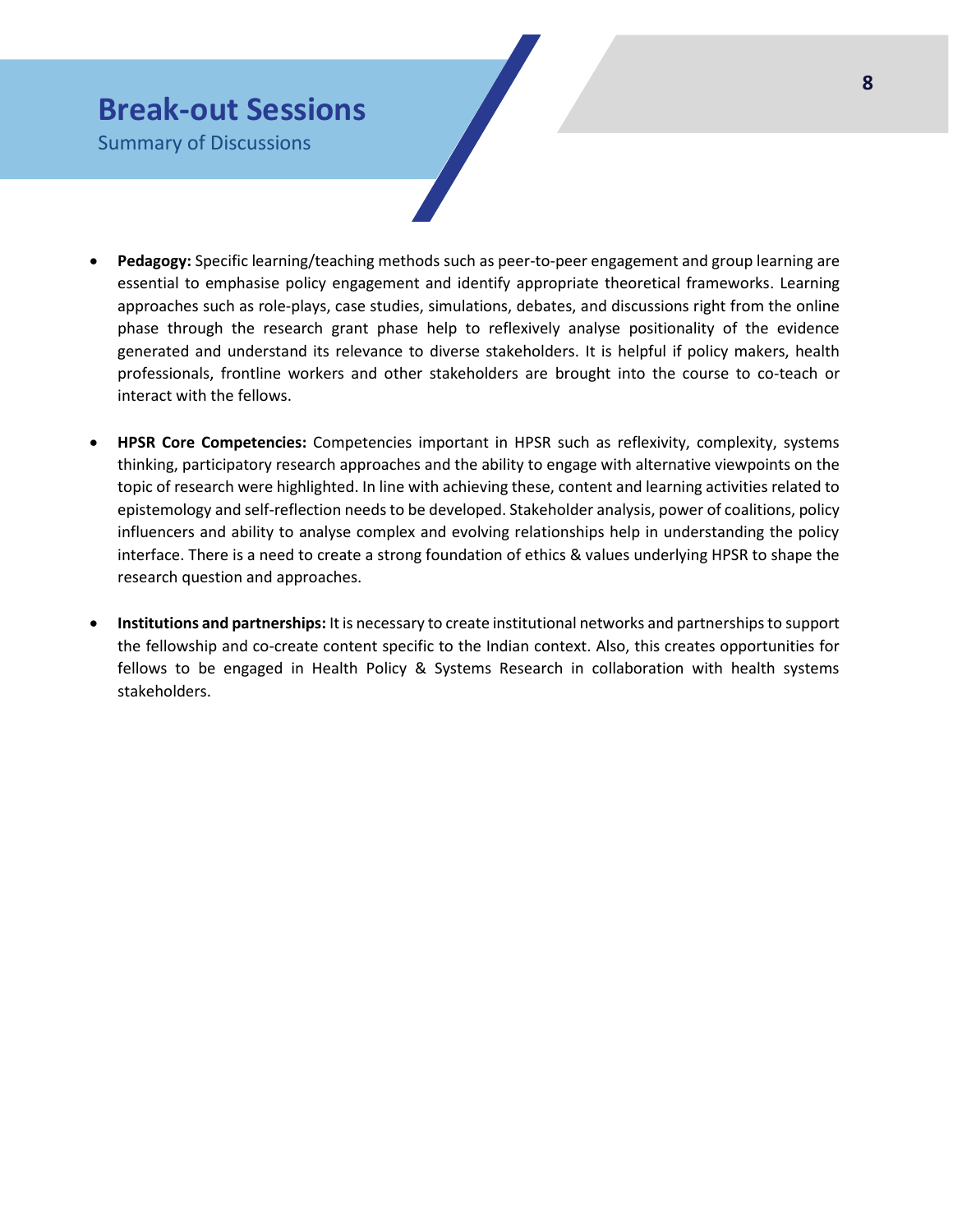# Break-out Sessions

## Summary of Discussions

- **Pedagogy:** Specific learning/teaching methods such as peer-to-peer engagement and group learning are essential to emphasise policy engagement and identify appropriate theoretical frameworks. Learning approaches such as role-plays, case studies, simulations, debates, and discussions right from the online phase through the research grant phase help to reflexively analyse positionality of the evidence generated and understand its relevance to diverse stakeholders. It is helpful if policy makers, health professionals, frontline workers and other stakeholders are brought into the course to co-teach or interact with the fellows.

- **HPSR Core Competencies:** Competencies important in HPSR such as reflexivity, complexity, systems thinking, participatory research approaches and the ability to engage with alternative viewpoints on the topic of research were highlighted. In line with achieving these, content and learning activities related to epistemology and self-reflection needs to be developed. Stakeholder analysis, power of coalitions, policy influencers and ability to analyse complex and evolving relationships help in understanding the policy interface. There is a need to create a strong foundation of ethics & values underlying HPSR to shape the research question and approaches.

- **Institutions and partnerships:** It is necessary to create institutional networks and partnerships to support the fellowship and co-create content specific to the Indian context. Also, this creates opportunities for fellows to be engaged in Health Policy & Systems Research in collaboration with health systems stakeholders.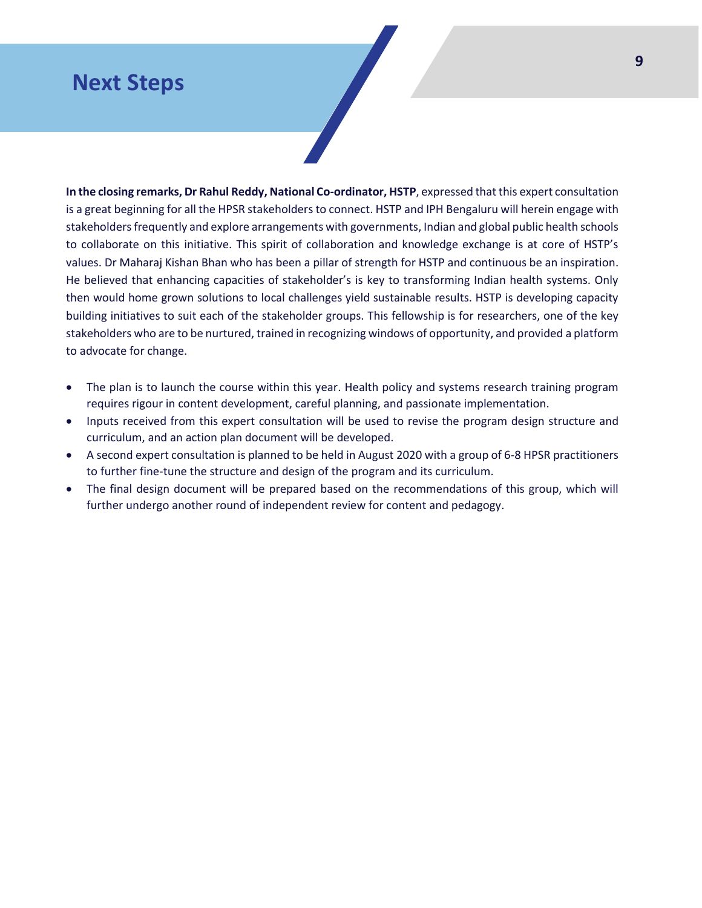# Next Steps

**In the closing remarks, Dr Rahul Reddy, National Co-ordinator, HSTP**, expressed that this expert consultation is a great beginning for all the HPSR stakeholders to connect. HSTP and IPH Bengaluru will herein engage with stakeholders frequently and explore arrangements with governments, Indian and global public health schools to collaborate on this initiative. This spirit of collaboration and knowledge exchange is at core of HSTP's values. Dr Maharaj Kishan Bhan who has been a pillar of strength for HSTP and continuous be an inspiration. He believed that enhancing capacities of stakeholder's is key to transforming Indian health systems. Only then would home grown solutions to local challenges yield sustainable results. HSTP is developing capacity building initiatives to suit each of the stakeholder groups. This fellowship is for researchers, one of the key stakeholders who are to be nurtured, trained in recognizing windows of opportunity, and provided a platform to advocate for change.

- The plan is to launch the course within this year. Health policy and systems research training program requires rigour in content development, careful planning, and passionate implementation.
- Inputs received from this expert consultation will be used to revise the program design structure and curriculum, and an action plan document will be developed.
- A second expert consultation is planned to be held in August 2020 with a group of 6-8 HPSR practitioners to further fine-tune the structure and design of the program and its curriculum.
- The final design document will be prepared based on the recommendations of this group, which will further undergo another round of independent review for content and pedagogy.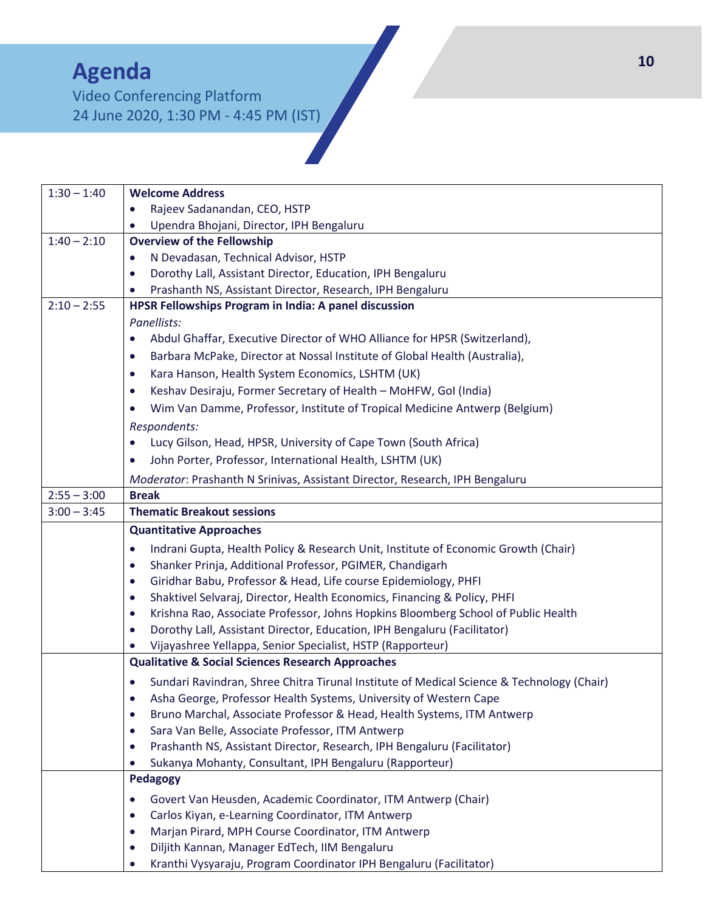# Agenda

Video Conferencing Platform
24 June 2020, 1:30 PM - 4:45 PM (IST)

| | |
|---|---|
| 1:30 – 1:40 | **Welcome Address**<br>• Rajeev Sadanandan, CEO, HSTP<br>• Upendra Bhojani, Director, IPH Bengaluru |
| 1:40 – 2:10 | **Overview of the Fellowship**<br>• N Devadasan, Technical Advisor, HSTP<br>• Dorothy Lall, Assistant Director, Education, IPH Bengaluru<br>• Prashanth NS, Assistant Director, Research, IPH Bengaluru |
| 2:10 – 2:55 | **HPSR Fellowships Program in India: A panel discussion**<br>*Panellists:*<br>• Abdul Ghaffar, Executive Director of WHO Alliance for HPSR (Switzerland),<br>• Barbara McPake, Director at Nossal Institute of Global Health (Australia),<br>• Kara Hanson, Health System Economics, LSHTM (UK)<br>• Keshav Desiraju, Former Secretary of Health – MoHFW, GoI (India)<br>• Wim Van Damme, Professor, Institute of Tropical Medicine Antwerp (Belgium)<br>*Respondents:*<br>• Lucy Gilson, Head, HPSR, University of Cape Town (South Africa)<br>• John Porter, Professor, International Health, LSHTM (UK)<br>*Moderator*: Prashanth N Srinivas, Assistant Director, Research, IPH Bengaluru |
| 2:55 – 3:00 | **Break** |
| 3:00 – 3:45 | **Thematic Breakout sessions** |
| | **Quantitative Approaches**<br>• Indrani Gupta, Health Policy & Research Unit, Institute of Economic Growth (Chair)<br>• Shanker Prinja, Additional Professor, PGIMER, Chandigarh<br>• Giridhar Babu, Professor & Head, Life course Epidemiology, PHFI<br>• Shaktivel Selvaraj, Director, Health Economics, Financing & Policy, PHFI<br>• Krishna Rao, Associate Professor, Johns Hopkins Bloomberg School of Public Health<br>• Dorothy Lall, Assistant Director, Education, IPH Bengaluru (Facilitator)<br>• Vijayashree Yellappa, Senior Specialist, HSTP (Rapporteur) |
| | **Qualitative & Social Sciences Research Approaches**<br>• Sundari Ravindran, Shree Chitra Tirunal Institute of Medical Science & Technology (Chair)<br>• Asha George, Professor Health Systems, University of Western Cape<br>• Bruno Marchal, Associate Professor & Head, Health Systems, ITM Antwerp<br>• Sara Van Belle, Associate Professor, ITM Antwerp<br>• Prashanth NS, Assistant Director, Research, IPH Bengaluru (Facilitator)<br>• Sukanya Mohanty, Consultant, IPH Bengaluru (Rapporteur) |
| | **Pedagogy**<br>• Govert Van Heusden, Academic Coordinator, ITM Antwerp (Chair)<br>• Carlos Kiyan, e-Learning Coordinator, ITM Antwerp<br>• Marjan Pirard, MPH Course Coordinator, ITM Antwerp<br>• Diljith Kannan, Manager EdTech, IIM Bengaluru<br>• Kranthi Vysyaraju, Program Coordinator IPH Bengaluru (Facilitator) |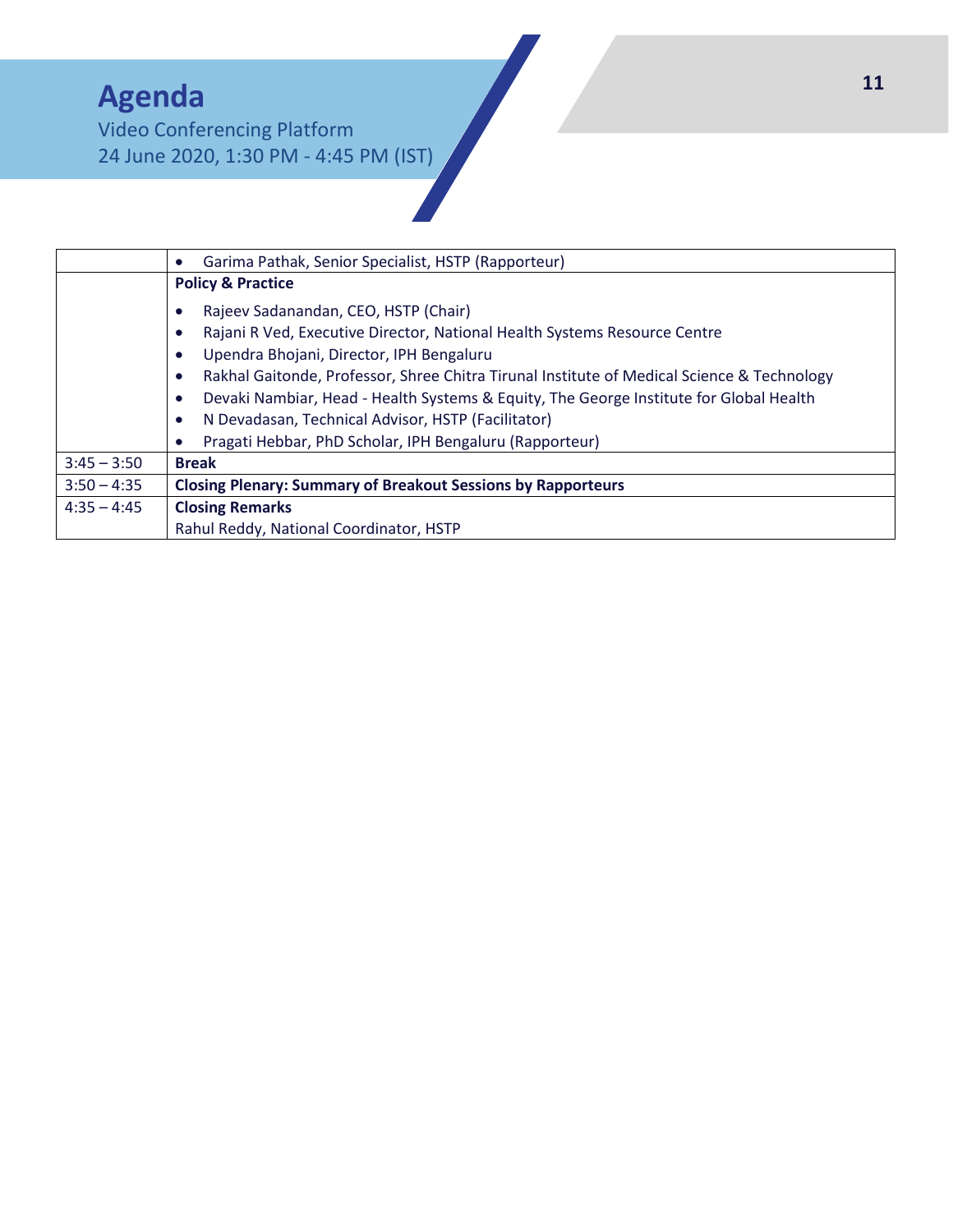# Agenda

Video Conferencing Platform
24 June 2020, 1:30 PM - 4:45 PM (IST)

| | |
|---|---|
| | • Garima Pathak, Senior Specialist, HSTP (Rapporteur) |
| | **Policy & Practice**<br>• Rajeev Sadanandan, CEO, HSTP (Chair)<br>• Rajani R Ved, Executive Director, National Health Systems Resource Centre<br>• Upendra Bhojani, Director, IPH Bengaluru<br>• Rakhal Gaitonde, Professor, Shree Chitra Tirunal Institute of Medical Science & Technology<br>• Devaki Nambiar, Head - Health Systems & Equity, The George Institute for Global Health<br>• N Devadasan, Technical Advisor, HSTP (Facilitator)<br>• Pragati Hebbar, PhD Scholar, IPH Bengaluru (Rapporteur) |
| 3:45 – 3:50 | **Break** |
| 3:50 – 4:35 | **Closing Plenary: Summary of Breakout Sessions by Rapporteurs** |
| 4:35 – 4:45 | **Closing Remarks**<br>Rahul Reddy, National Coordinator, HSTP |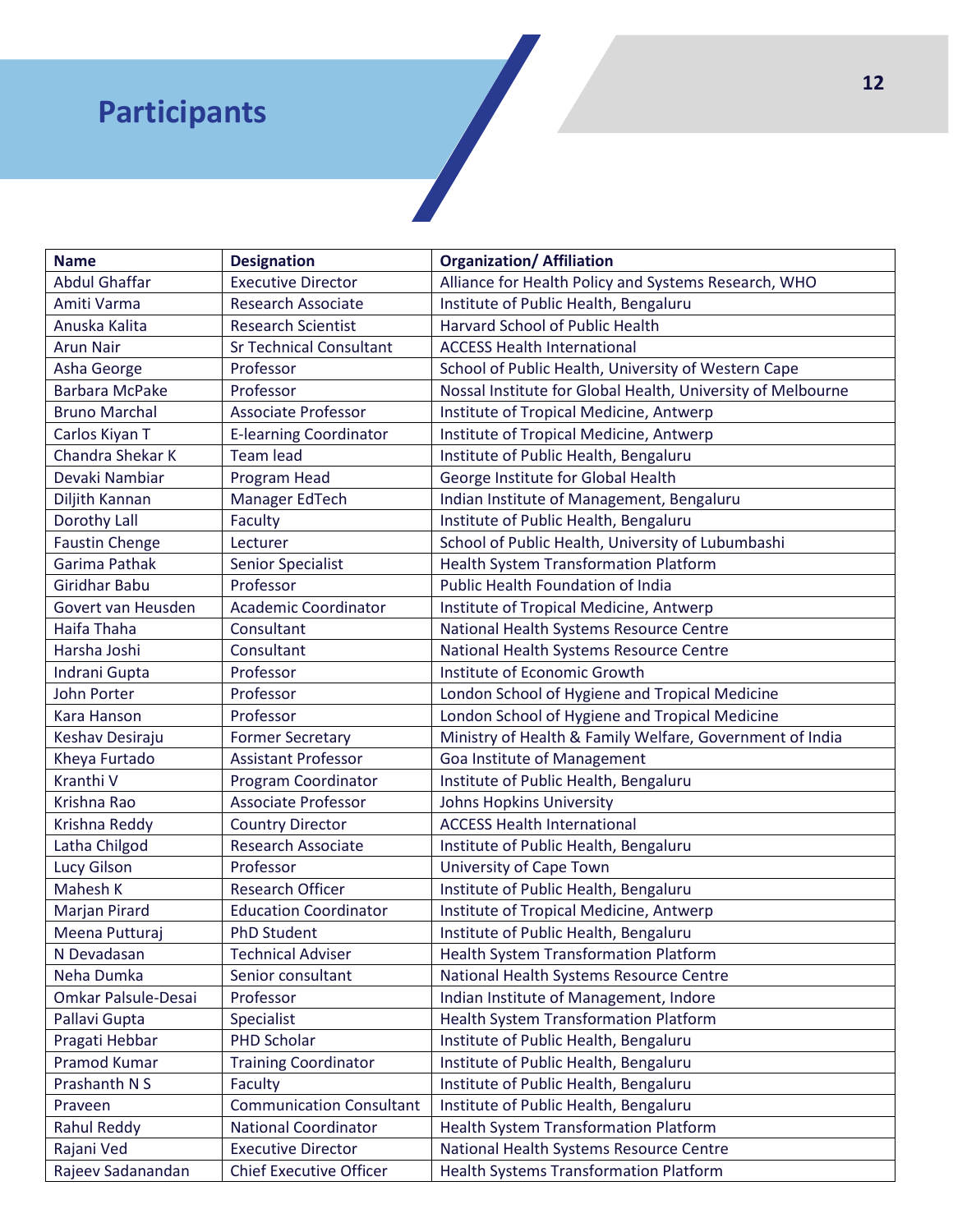# Participants

| Name | Designation | Organization/ Affiliation |
|---|---|---|
| Abdul Ghaffar | Executive Director | Alliance for Health Policy and Systems Research, WHO |
| Amiti Varma | Research Associate | Institute of Public Health, Bengaluru |
| Anuska Kalita | Research Scientist | Harvard School of Public Health |
| Arun Nair | Sr Technical Consultant | ACCESS Health International |
| Asha George | Professor | School of Public Health, University of Western Cape |
| Barbara McPake | Professor | Nossal Institute for Global Health, University of Melbourne |
| Bruno Marchal | Associate Professor | Institute of Tropical Medicine, Antwerp |
| Carlos Kiyan T | E-learning Coordinator | Institute of Tropical Medicine, Antwerp |
| Chandra Shekar K | Team lead | Institute of Public Health, Bengaluru |
| Devaki Nambiar | Program Head | George Institute for Global Health |
| Diljith Kannan | Manager EdTech | Indian Institute of Management, Bengaluru |
| Dorothy Lall | Faculty | Institute of Public Health, Bengaluru |
| Faustin Chenge | Lecturer | School of Public Health, University of Lubumbashi |
| Garima Pathak | Senior Specialist | Health System Transformation Platform |
| Giridhar Babu | Professor | Public Health Foundation of India |
| Govert van Heusden | Academic Coordinator | Institute of Tropical Medicine, Antwerp |
| Haifa Thaha | Consultant | National Health Systems Resource Centre |
| Harsha Joshi | Consultant | National Health Systems Resource Centre |
| Indrani Gupta | Professor | Institute of Economic Growth |
| John Porter | Professor | London School of Hygiene and Tropical Medicine |
| Kara Hanson | Professor | London School of Hygiene and Tropical Medicine |
| Keshav Desiraju | Former Secretary | Ministry of Health & Family Welfare, Government of India |
| Kheya Furtado | Assistant Professor | Goa Institute of Management |
| Kranthi V | Program Coordinator | Institute of Public Health, Bengaluru |
| Krishna Rao | Associate Professor | Johns Hopkins University |
| Krishna Reddy | Country Director | ACCESS Health International |
| Latha Chilgod | Research Associate | Institute of Public Health, Bengaluru |
| Lucy Gilson | Professor | University of Cape Town |
| Mahesh K | Research Officer | Institute of Public Health, Bengaluru |
| Marjan Pirard | Education Coordinator | Institute of Tropical Medicine, Antwerp |
| Meena Putturaj | PhD Student | Institute of Public Health, Bengaluru |
| N Devadasan | Technical Adviser | Health System Transformation Platform |
| Neha Dumka | Senior consultant | National Health Systems Resource Centre |
| Omkar Palsule-Desai | Professor | Indian Institute of Management, Indore |
| Pallavi Gupta | Specialist | Health System Transformation Platform |
| Pragati Hebbar | PHD Scholar | Institute of Public Health, Bengaluru |
| Pramod Kumar | Training Coordinator | Institute of Public Health, Bengaluru |
| Prashanth N S | Faculty | Institute of Public Health, Bengaluru |
| Praveen | Communication Consultant | Institute of Public Health, Bengaluru |
| Rahul Reddy | National Coordinator | Health System Transformation Platform |
| Rajani Ved | Executive Director | National Health Systems Resource Centre |
| Rajeev Sadanandan | Chief Executive Officer | Health Systems Transformation Platform |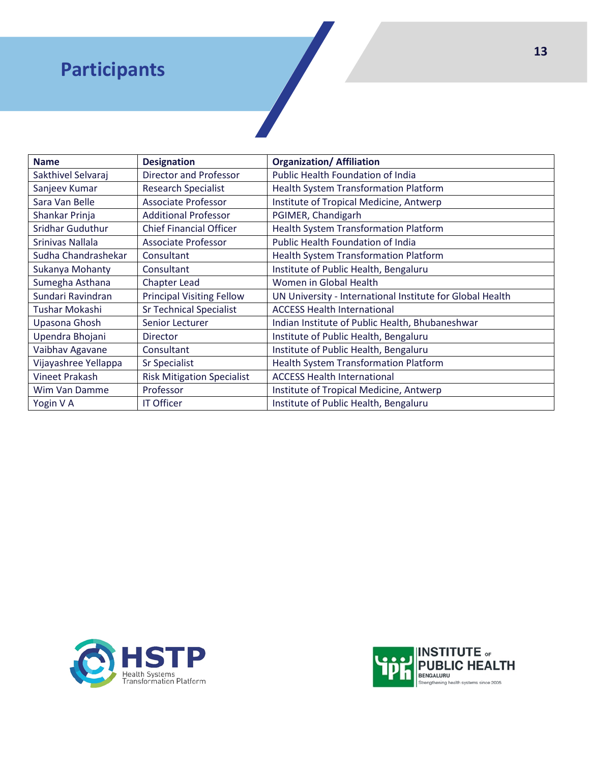## Participants

| Name | Designation | Organization/ Affiliation |
|---|---|---|
| Sakthivel Selvaraj | Director and Professor | Public Health Foundation of India |
| Sanjeev Kumar | Research Specialist | Health System Transformation Platform |
| Sara Van Belle | Associate Professor | Institute of Tropical Medicine, Antwerp |
| Shankar Prinja | Additional Professor | PGIMER, Chandigarh |
| Sridhar Guduthur | Chief Financial Officer | Health System Transformation Platform |
| Srinivas Nallala | Associate Professor | Public Health Foundation of India |
| Sudha Chandrashekar | Consultant | Health System Transformation Platform |
| Sukanya Mohanty | Consultant | Institute of Public Health, Bengaluru |
| Sumegha Asthana | Chapter Lead | Women in Global Health |
| Sundari Ravindran | Principal Visiting Fellow | UN University - International Institute for Global Health |
| Tushar Mokashi | Sr Technical Specialist | ACCESS Health International |
| Upasona Ghosh | Senior Lecturer | Indian Institute of Public Health, Bhubaneshwar |
| Upendra Bhojani | Director | Institute of Public Health, Bengaluru |
| Vaibhav Agavane | Consultant | Institute of Public Health, Bengaluru |
| Vijayashree Yellappa | Sr Specialist | Health System Transformation Platform |
| Vineet Prakash | Risk Mitigation Specialist | ACCESS Health International |
| Wim Van Damme | Professor | Institute of Tropical Medicine, Antwerp |
| Yogin V A | IT Officer | Institute of Public Health, Bengaluru |

HSTP Health Systems Transformation Platform

INSTITUTE OF PUBLIC HEALTH BENGALURU Strengthening health systems since 2005